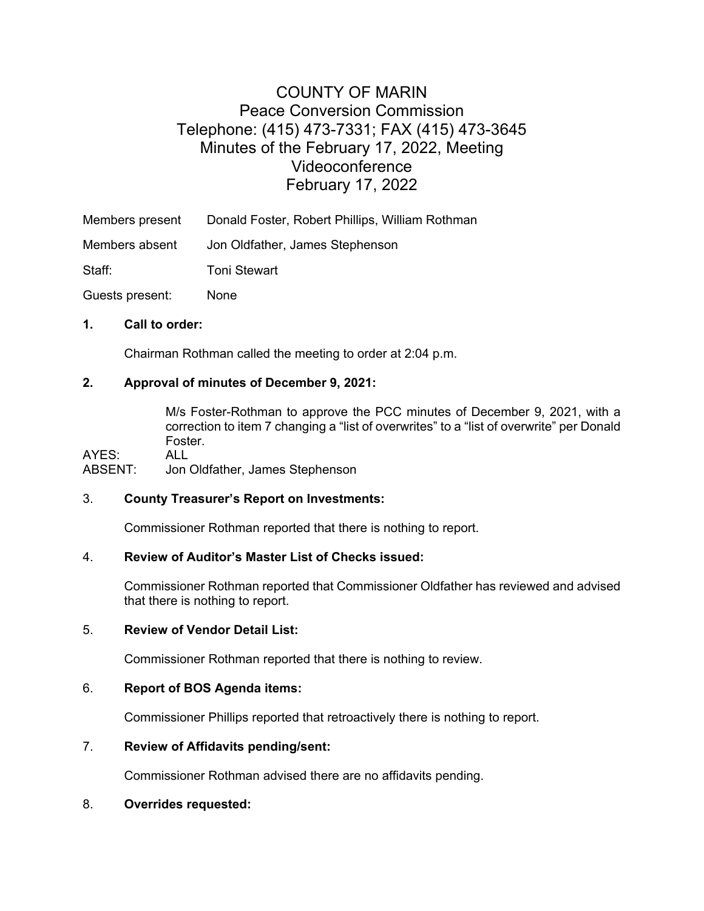# COUNTY OF MARIN
## Peace Conversion Commission
Telephone: (415) 473-7331; FAX (415) 473-3645

Minutes of the February 17, 2022, Meeting

Videoconference

February 17, 2022

| | |
|---|---|
| Members present | Donald Foster, Robert Phillips, William Rothman |
| Members absent | Jon Oldfather, James Stephenson |
| Staff: | Toni Stewart |
| Guests present: | None |

**1. Call to order:**

Chairman Rothman called the meeting to order at 2:04 p.m.

**2. Approval of minutes of December 9, 2021:**

M/s Foster-Rothman to approve the PCC minutes of December 9, 2021, with a correction to item 7 changing a "list of overwrites" to a "list of overwrite" per Donald Foster.

AYES: ALL

ABSENT: Jon Oldfather, James Stephenson

3. **County Treasurer's Report on Investments:**

Commissioner Rothman reported that there is nothing to report.

4. **Review of Auditor's Master List of Checks issued:**

Commissioner Rothman reported that Commissioner Oldfather has reviewed and advised that there is nothing to report.

5. **Review of Vendor Detail List:**

Commissioner Rothman reported that there is nothing to review.

6. **Report of BOS Agenda items:**

Commissioner Phillips reported that retroactively there is nothing to report.

7. **Review of Affidavits pending/sent:**

Commissioner Rothman advised there are no affidavits pending.

8. **Overrides requested:**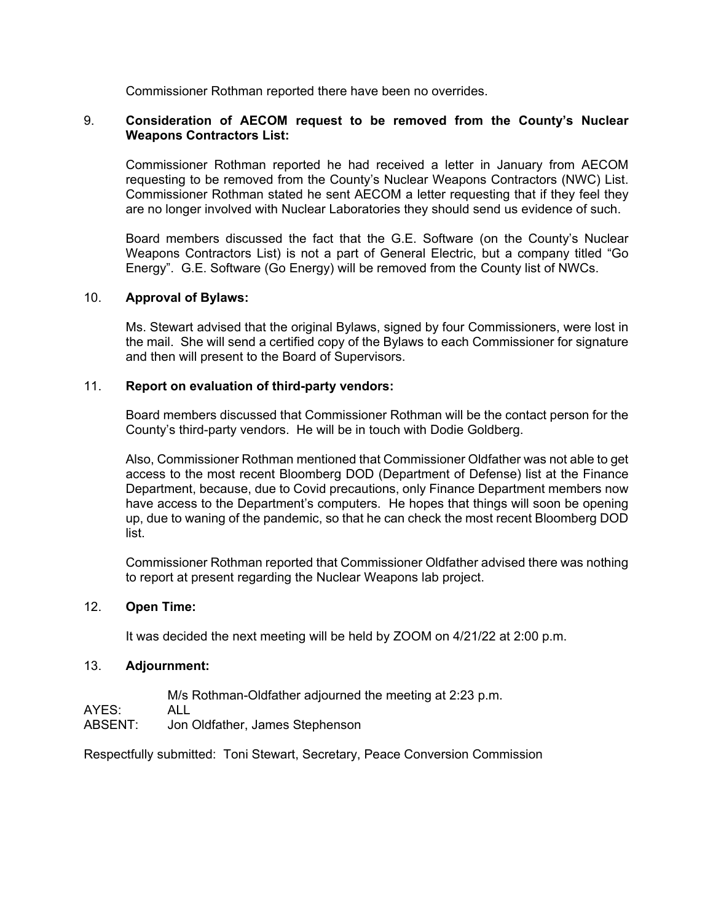Commissioner Rothman reported there have been no overrides.

9. **Consideration of AECOM request to be removed from the County's Nuclear Weapons Contractors List:**

Commissioner Rothman reported he had received a letter in January from AECOM requesting to be removed from the County's Nuclear Weapons Contractors (NWC) List. Commissioner Rothman stated he sent AECOM a letter requesting that if they feel they are no longer involved with Nuclear Laboratories they should send us evidence of such.

Board members discussed the fact that the G.E. Software (on the County's Nuclear Weapons Contractors List) is not a part of General Electric, but a company titled "Go Energy". G.E. Software (Go Energy) will be removed from the County list of NWCs.

10. **Approval of Bylaws:**

Ms. Stewart advised that the original Bylaws, signed by four Commissioners, were lost in the mail. She will send a certified copy of the Bylaws to each Commissioner for signature and then will present to the Board of Supervisors.

11. **Report on evaluation of third-party vendors:**

Board members discussed that Commissioner Rothman will be the contact person for the County's third-party vendors. He will be in touch with Dodie Goldberg.

Also, Commissioner Rothman mentioned that Commissioner Oldfather was not able to get access to the most recent Bloomberg DOD (Department of Defense) list at the Finance Department, because, due to Covid precautions, only Finance Department members now have access to the Department's computers. He hopes that things will soon be opening up, due to waning of the pandemic, so that he can check the most recent Bloomberg DOD list.

Commissioner Rothman reported that Commissioner Oldfather advised there was nothing to report at present regarding the Nuclear Weapons lab project.

12. **Open Time:**

It was decided the next meeting will be held by ZOOM on 4/21/22 at 2:00 p.m.

13. **Adjournment:**

M/s Rothman-Oldfather adjourned the meeting at 2:23 p.m.

AYES: ALL

ABSENT: Jon Oldfather, James Stephenson

Respectfully submitted: Toni Stewart, Secretary, Peace Conversion Commission